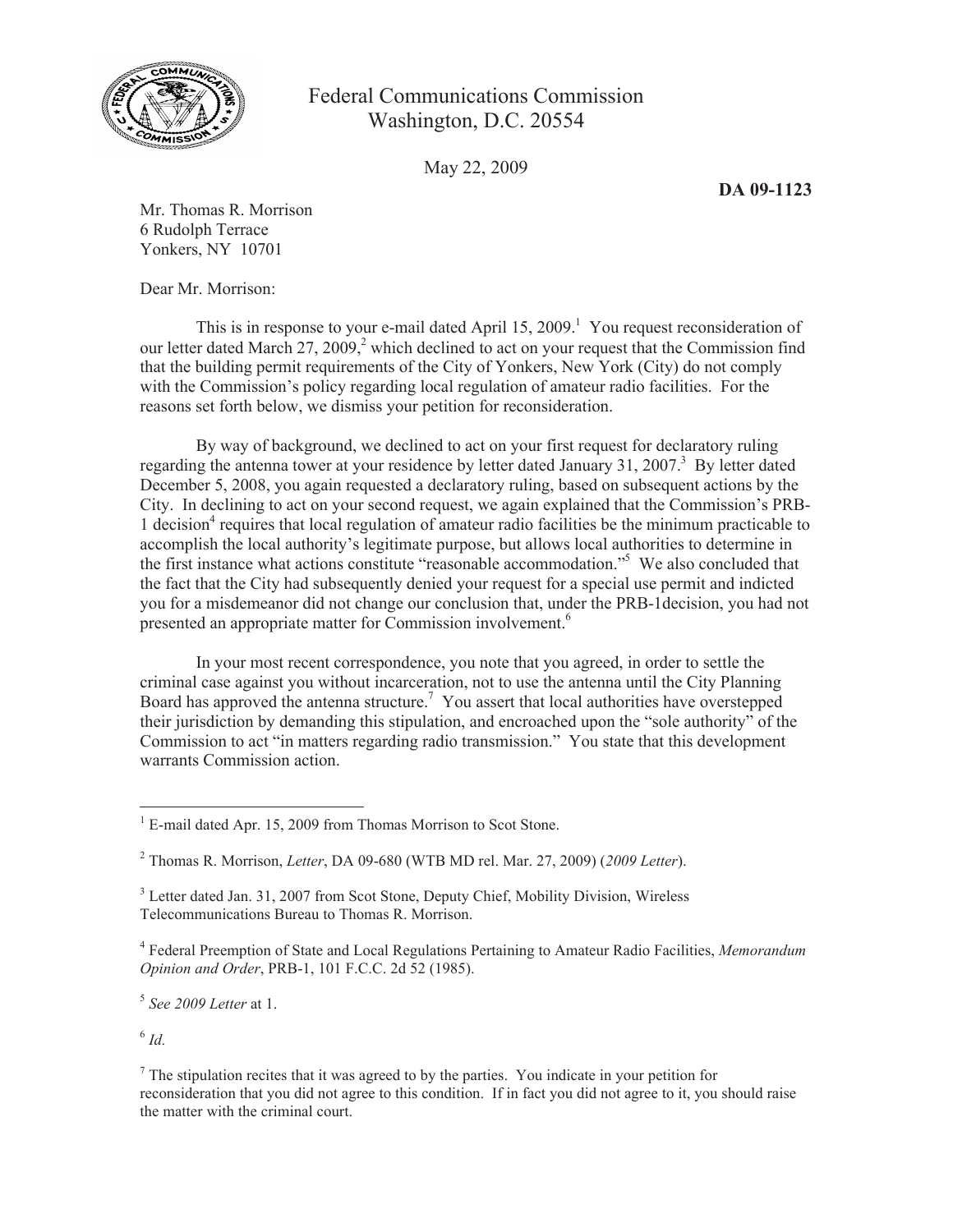Federal Communications Commission
Washington, D.C. 20554

May 22, 2009

**DA 09-1123**

Mr. Thomas R. Morrison
6 Rudolph Terrace
Yonkers, NY 10701

Dear Mr. Morrison:

This is in response to your e-mail dated April 15, 2009.[1] You request reconsideration of our letter dated March 27, 2009,[2] which declined to act on your request that the Commission find that the building permit requirements of the City of Yonkers, New York (City) do not comply with the Commission's policy regarding local regulation of amateur radio facilities. For the reasons set forth below, we dismiss your petition for reconsideration.

By way of background, we declined to act on your first request for declaratory ruling regarding the antenna tower at your residence by letter dated January 31, 2007.[3] By letter dated December 5, 2008, you again requested a declaratory ruling, based on subsequent actions by the City. In declining to act on your second request, we again explained that the Commission's PRB-1 decision[4] requires that local regulation of amateur radio facilities be the minimum practicable to accomplish the local authority's legitimate purpose, but allows local authorities to determine in the first instance what actions constitute "reasonable accommodation."[5] We also concluded that the fact that the City had subsequently denied your request for a special use permit and indicted you for a misdemeanor did not change our conclusion that, under the PRB-1decision, you had not presented an appropriate matter for Commission involvement.[6]

In your most recent correspondence, you note that you agreed, in order to settle the criminal case against you without incarceration, not to use the antenna until the City Planning Board has approved the antenna structure.[7] You assert that local authorities have overstepped their jurisdiction by demanding this stipulation, and encroached upon the "sole authority" of the Commission to act "in matters regarding radio transmission." You state that this development warrants Commission action.

---

[1] E-mail dated Apr. 15, 2009 from Thomas Morrison to Scot Stone.

[2] Thomas R. Morrison, *Letter*, DA 09-680 (WTB MD rel. Mar. 27, 2009) (*2009 Letter*).

[3] Letter dated Jan. 31, 2007 from Scot Stone, Deputy Chief, Mobility Division, Wireless Telecommunications Bureau to Thomas R. Morrison.

[4] Federal Preemption of State and Local Regulations Pertaining to Amateur Radio Facilities, *Memorandum Opinion and Order*, PRB-1, 101 F.C.C. 2d 52 (1985).

[5] *See 2009 Letter* at 1.

[6] *Id.*

[7] The stipulation recites that it was agreed to by the parties. You indicate in your petition for reconsideration that you did not agree to this condition. If in fact you did not agree to it, you should raise the matter with the criminal court.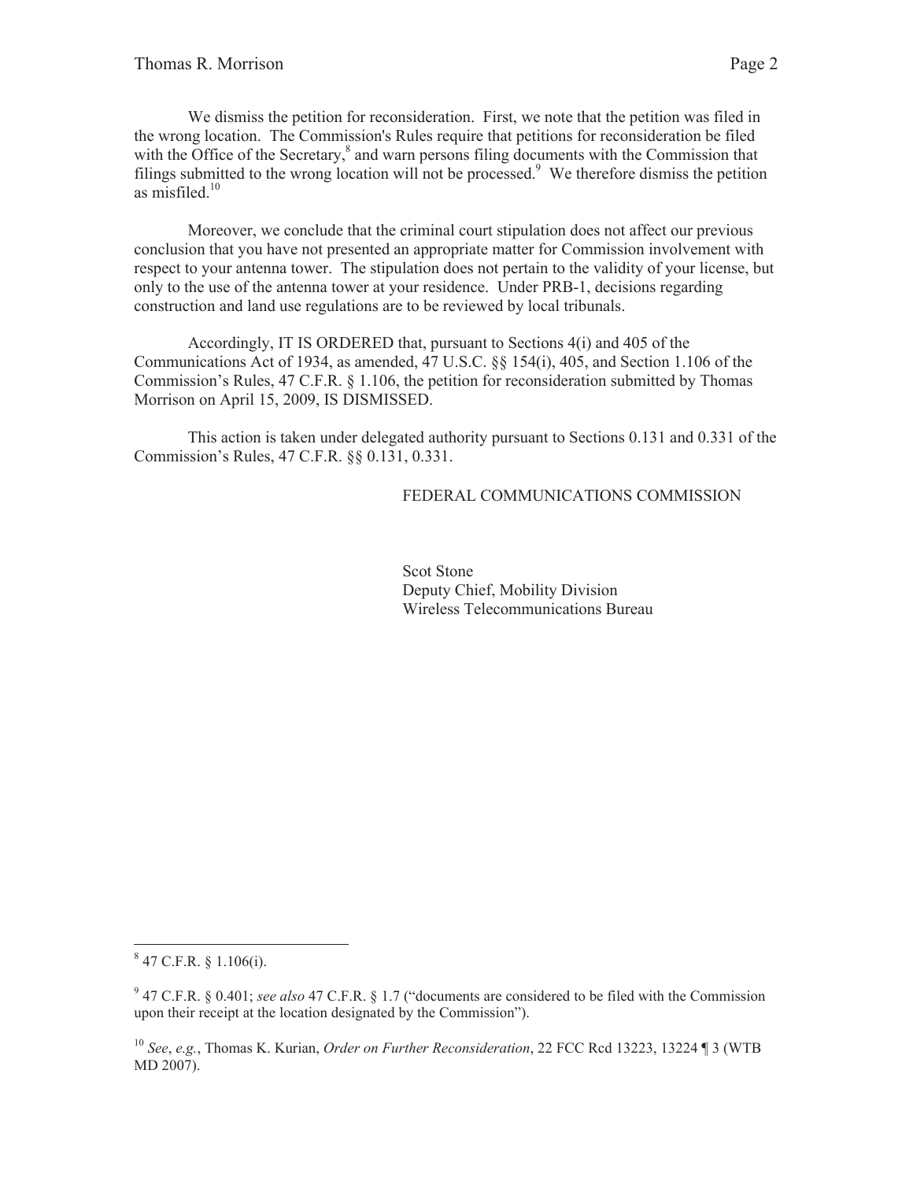We dismiss the petition for reconsideration. First, we note that the petition was filed in the wrong location. The Commission's Rules require that petitions for reconsideration be filed with the Office of the Secretary,[8] and warn persons filing documents with the Commission that filings submitted to the wrong location will not be processed.[9] We therefore dismiss the petition as misfiled.[10]

Moreover, we conclude that the criminal court stipulation does not affect our previous conclusion that you have not presented an appropriate matter for Commission involvement with respect to your antenna tower. The stipulation does not pertain to the validity of your license, but only to the use of the antenna tower at your residence. Under PRB-1, decisions regarding construction and land use regulations are to be reviewed by local tribunals.

Accordingly, IT IS ORDERED that, pursuant to Sections 4(i) and 405 of the Communications Act of 1934, as amended, 47 U.S.C. §§ 154(i), 405, and Section 1.106 of the Commission's Rules, 47 C.F.R. § 1.106, the petition for reconsideration submitted by Thomas Morrison on April 15, 2009, IS DISMISSED.

This action is taken under delegated authority pursuant to Sections 0.131 and 0.331 of the Commission's Rules, 47 C.F.R. §§ 0.131, 0.331.

FEDERAL COMMUNICATIONS COMMISSION

Scot Stone
Deputy Chief, Mobility Division
Wireless Telecommunications Bureau

---

[8] 47 C.F.R. § 1.106(i).

[9] 47 C.F.R. § 0.401; *see also* 47 C.F.R. § 1.7 ("documents are considered to be filed with the Commission upon their receipt at the location designated by the Commission").

[10] *See*, *e.g.*, Thomas K. Kurian, *Order on Further Reconsideration*, 22 FCC Rcd 13223, 13224 ¶ 3 (WTB MD 2007).